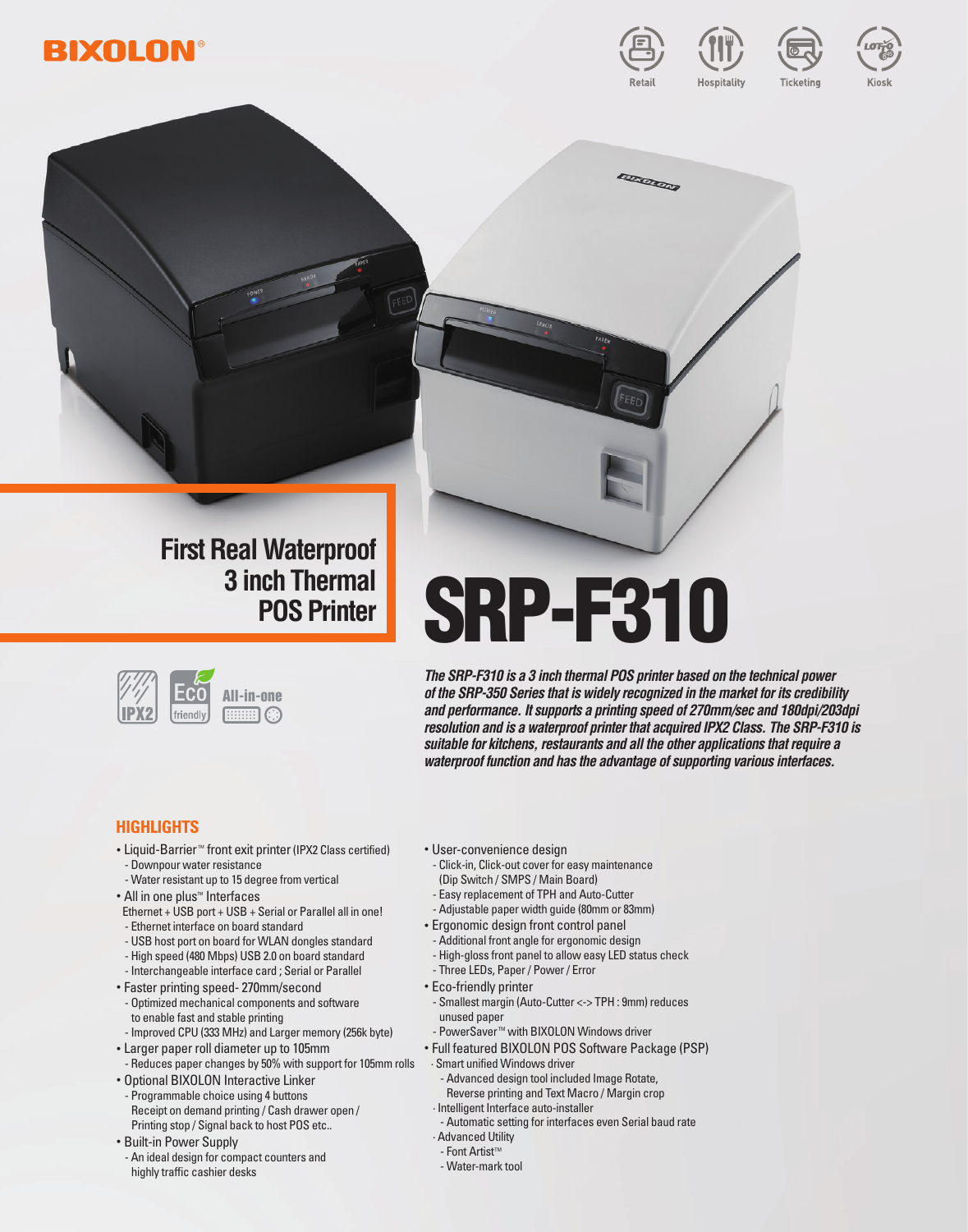BIXOLON®

Retail | Hospitality | Ticketing | Kiosk

## First Real Waterproof 3 inch Thermal POS Printer

# SRP-F310

IPX2 | Eco friendly | All-in-one

***The SRP-F310 is a 3 inch thermal POS printer based on the technical power of the SRP-350 Series that is widely recognized in the market for its credibility and performance. It supports a printing speed of 270mm/sec and 180dpi/203dpi resolution and is a waterproof printer that acquired IPX2 Class. The SRP-F310 is suitable for kitchens, restaurants and all the other applications that require a waterproof function and has the advantage of supporting various interfaces.***

## HIGHLIGHTS

- Liquid-Barrier™ front exit printer (IPX2 Class certified)
  - Downpour water resistance
  - Water resistant up to 15 degree from vertical
- All in one plus™ Interfaces
  Ethernet + USB port + USB + Serial or Parallel all in one!
  - Ethernet interface on board standard
  - USB host port on board for WLAN dongles standard
  - High speed (480 Mbps) USB 2.0 on board standard
  - Interchangeable interface card ; Serial or Parallel
- Faster printing speed- 270mm/second
  - Optimized mechanical components and software to enable fast and stable printing
  - Improved CPU (333 MHz) and Larger memory (256k byte)
- Larger paper roll diameter up to 105mm
  - Reduces paper changes by 50% with support for 105mm rolls
- Optional BIXOLON Interactive Linker
  - Programmable choice using 4 buttons Receipt on demand printing / Cash drawer open / Printing stop / Signal back to host POS etc..
- Built-in Power Supply
  - An ideal design for compact counters and highly traffic cashier desks
- User-convenience design
  - Click-in, Click-out cover for easy maintenance (Dip Switch / SMPS / Main Board)
  - Easy replacement of TPH and Auto-Cutter
  - Adjustable paper width guide (80mm or 83mm)
- Ergonomic design front control panel
  - Additional front angle for ergonomic design
  - High-gloss front panel to allow easy LED status check
  - Three LEDs, Paper / Power / Error
- Eco-friendly printer
  - Smallest margin (Auto-Cutter <-> TPH : 9mm) reduces unused paper
  - PowerSaver™ with BIXOLON Windows driver
- Full featured BIXOLON POS Software Package (PSP)
  - Smart unified Windows driver
    - Advanced design tool included Image Rotate, Reverse printing and Text Macro / Margin crop
  - Intelligent Interface auto-installer
    - Automatic setting for interfaces even Serial baud rate
  - Advanced Utility
    - Font Artist™
    - Water-mark tool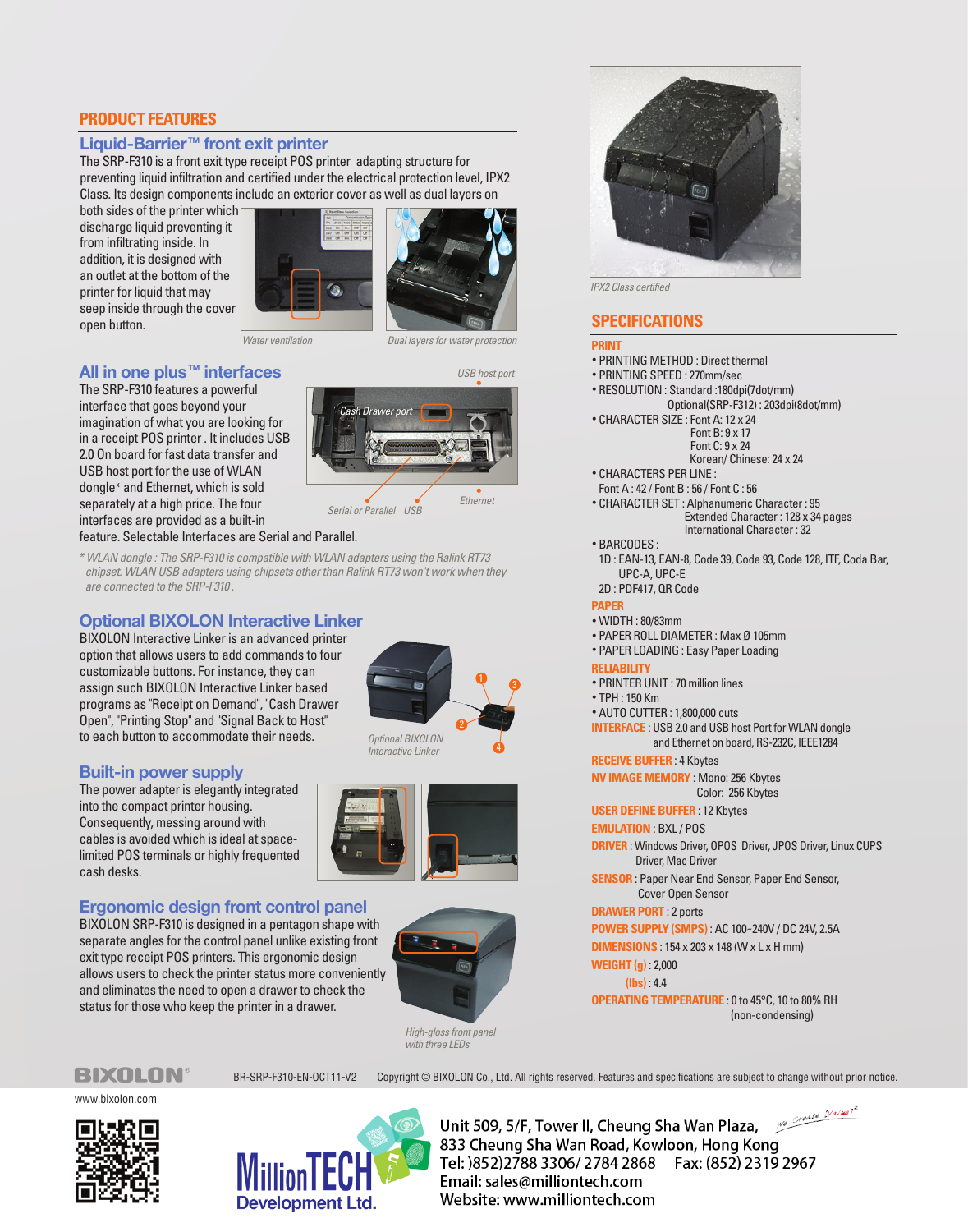## PRODUCT FEATURES

### Liquid-Barrier™ front exit printer

The SRP-F310 is a front exit type receipt POS printer adapting structure for preventing liquid infiltration and certified under the electrical protection level, IPX2 Class. Its design components include an exterior cover as well as dual layers on both sides of the printer which discharge liquid preventing it from infiltrating inside. In addition, it is designed with an outlet at the bottom of the printer for liquid that may seep inside through the cover open button.

*Water ventilation*

*Dual layers for water protection*

### All in one plus™ interfaces

The SRP-F310 features a powerful interface that goes beyond your imagination of what you are looking for in a receipt POS printer . It includes USB 2.0 On board for fast data transfer and USB host port for the use of WLAN dongle* and Ethernet, which is sold separately at a high price. The four interfaces are provided as a built-in feature. Selectable Interfaces are Serial and Parallel.

USB host port
Cash Drawer port
Serial or Parallel USB
Ethernet

*\* WLAN dongle : The SRP-F310 is compatible with WLAN adapters using the Ralink RT73 chipset. WLAN USB adapters using chipsets other than Ralink RT73 won't work when they are connected to the SRP-F310 .*

### Optional BIXOLON Interactive Linker

BIXOLON Interactive Linker is an advanced printer option that allows users to add commands to four customizable buttons. For instance, they can assign such BIXOLON Interactive Linker based programs as "Receipt on Demand", "Cash Drawer Open", "Printing Stop" and "Signal Back to Host" to each button to accommodate their needs.

*Optional BIXOLON Interactive Linker*

### Built-in power supply

The power adapter is elegantly integrated into the compact printer housing. Consequently, messing around with cables is avoided which is ideal at space-limited POS terminals or highly frequented cash desks.

### Ergonomic design front control panel

BIXOLON SRP-F310 is designed in a pentagon shape with separate angles for the control panel unlike existing front exit type receipt POS printers. This ergonomic design allows users to check the printer status more conveniently and eliminates the need to open a drawer to check the status for those who keep the printer in a drawer.

*High-gloss front panel with three LEDs*

*IPX2 Class certified*

## SPECIFICATIONS

**PRINT**

- PRINTING METHOD : Direct thermal
- PRINTING SPEED : 270mm/sec
- RESOLUTION : Standard :180dpi(7dot/mm)
  Optional(SRP-F312) : 203dpi(8dot/mm)
- CHARACTER SIZE : Font A: 12 x 24
  Font B: 9 x 17
  Font C: 9 x 24
  Korean/ Chinese: 24 x 24
- CHARACTERS PER LINE :
  Font A : 42 / Font B : 56 / Font C : 56
- CHARACTER SET : Alphanumeric Character : 95
  Extended Character : 128 x 34 pages
  International Character : 32
- BARCODES :
  1D : EAN-13, EAN-8, Code 39, Code 93, Code 128, ITF, Code Bara, UPC-A, UPC-E
  2D : PDF417, QR Code

**PAPER**

- WIDTH : 80/83mm
- PAPER ROLL DIAMETER : Max Ø 105mm
- PAPER LOADING : Easy Paper Loading

**RELIABILITY**

- PRINTER UNIT : 70 million lines
- TPH : 150 Km
- AUTO CUTTER : 1,800,000 cuts

**INTERFACE** : USB 2.0 and USB host Port for WLAN dongle and Ethernet on board, RS-232C, IEEE1284

**RECEIVE BUFFER** : 4 Kbytes

**NV IMAGE MEMORY** : Mono: 256 Kbytes
Color: 256 Kbytes

**USER DEFINE BUFFER** : 12 Kbytes

**EMULATION** : BXL / POS

**DRIVER** : Windows Driver, OPOS Driver, JPOS Driver, Linux CUPS Driver, Mac Driver

**SENSOR** : Paper Near End Sensor, Paper End Sensor, Cover Open Sensor

**DRAWER PORT** : 2 ports

**POWER SUPPLY (SMPS)** : AC 100~240V / DC 24V, 2.5A

**DIMENSIONS** : 154 x 203 x 148 (W x L x H mm)

**WEIGHT (g)** : 2,000

**(lbs)** : 4.4

**OPERATING TEMPERATURE** : 0 to 45°C, 10 to 80% RH (non-condensing)

BIXOLON®

BR-SRP-F310-EN-OCT11-V2 Copyright © BIXOLON Co., Ltd. All rights reserved. Features and specifications are subject to change without prior notice.

www.bixolon.com

MillionTECH Development Ltd.

Unit 509, 5/F, Tower II, Cheung Sha Wan Plaza,
833 Cheung Sha Wan Road, Kowloon, Hong Kong
Tel: )852)2788 3306/ 2784 2868 Fax: (852) 2319 2967
Email: sales@milliontech.com
Website: www.milliontech.com